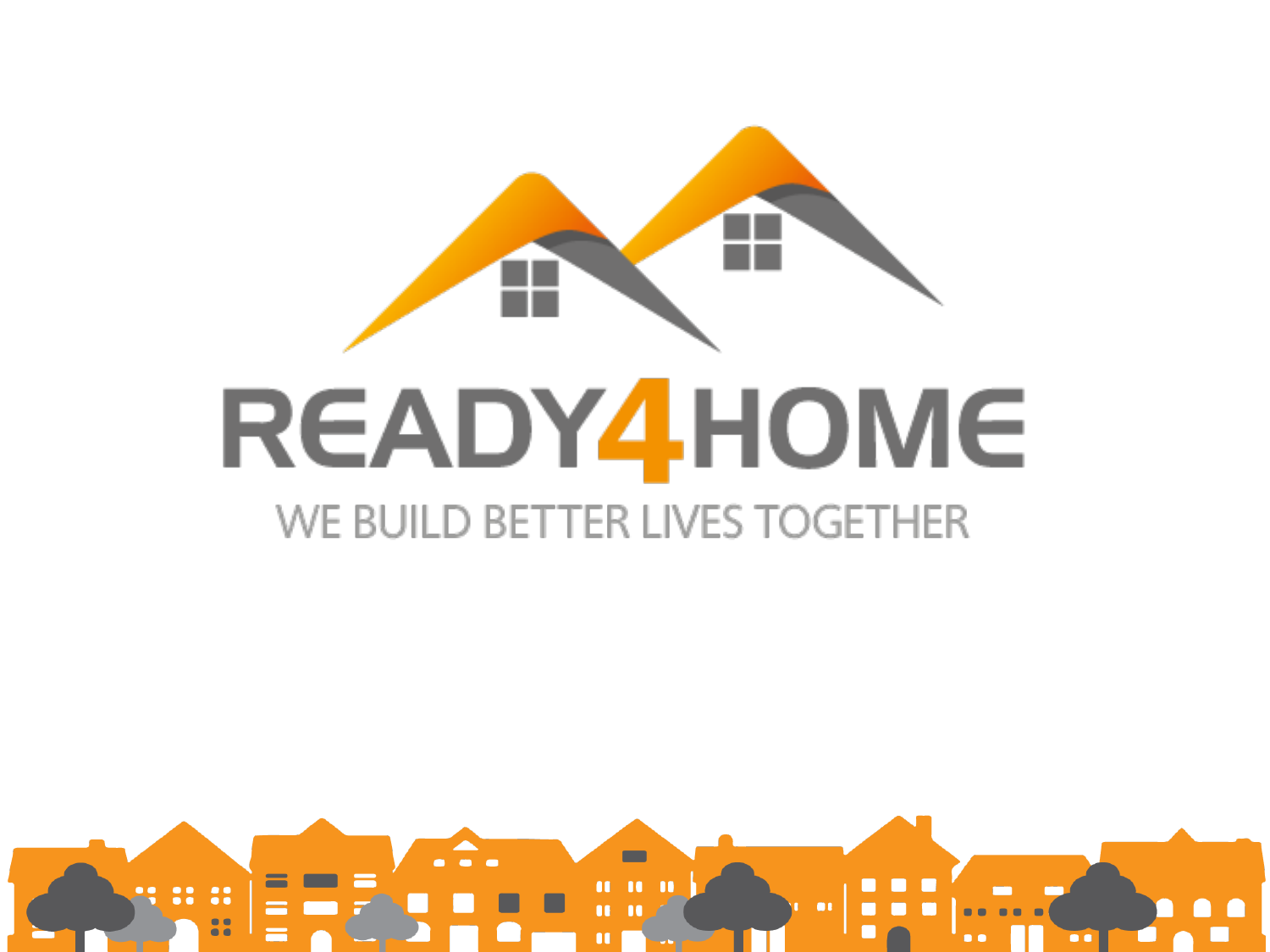# READY4HOME

WE BUILD BETTER LIVES TOGETHER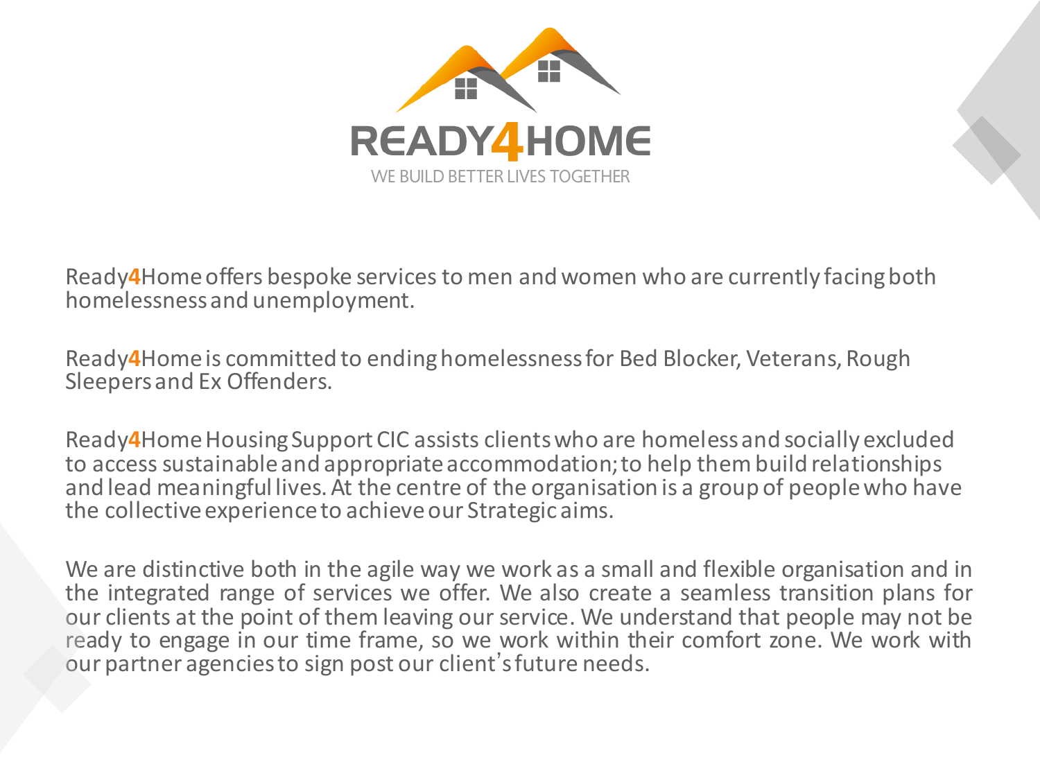READY4HOME

WE BUILD BETTER LIVES TOGETHER

Ready4Home offers bespoke services to men and women who are currently facing both homelessness and unemployment.

Ready4Home is committed to ending homelessness for Bed Blocker, Veterans, Rough Sleepers and Ex Offenders.

Ready4Home Housing Support CIC assists clients who are homeless and socially excluded to access sustainable and appropriate accommodation; to help them build relationships and lead meaningful lives. At the centre of the organisation is a group of people who have the collective experience to achieve our Strategic aims.

We are distinctive both in the agile way we work as a small and flexible organisation and in the integrated range of services we offer. We also create a seamless transition plans for our clients at the point of them leaving our service. We understand that people may not be ready to engage in our time frame, so we work within their comfort zone. We work with our partner agencies to sign post our client's future needs.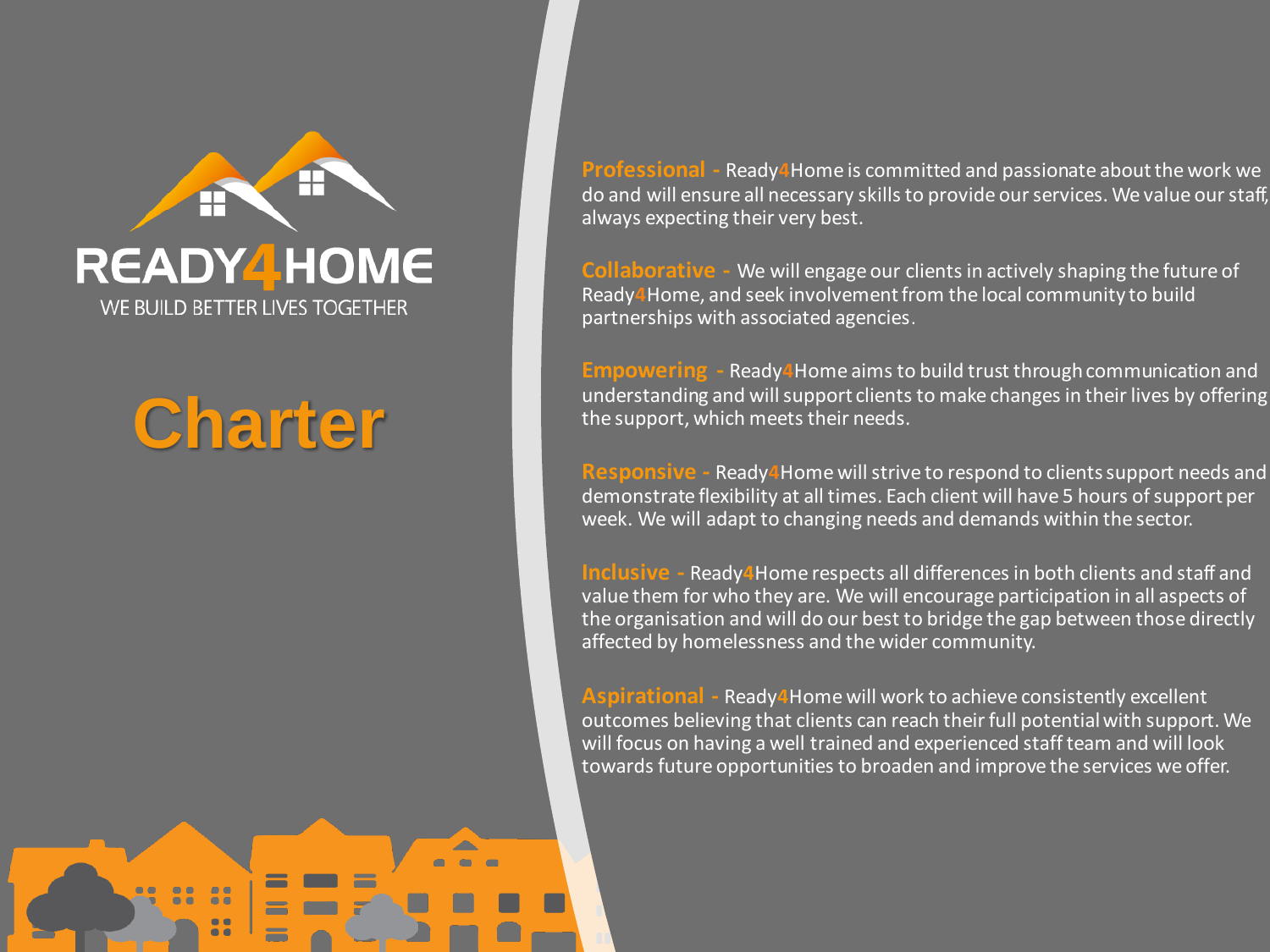READY4HOME

WE BUILD BETTER LIVES TOGETHER

# Charter

**Professional** - Ready4Home is committed and passionate about the work we do and will ensure all necessary skills to provide our services. We value our staff, always expecting their very best.

**Collaborative** - We will engage our clients in actively shaping the future of Ready4Home, and seek involvement from the local community to build partnerships with associated agencies.

**Empowering** - Ready4Home aims to build trust through communication and understanding and will support clients to make changes in their lives by offering the support, which meets their needs.

**Responsive** - Ready4Home will strive to respond to clients support needs and demonstrate flexibility at all times. Each client will have 5 hours of support per week. We will adapt to changing needs and demands within the sector.

**Inclusive** - Ready4Home respects all differences in both clients and staff and value them for who they are. We will encourage participation in all aspects of the organisation and will do our best to bridge the gap between those directly affected by homelessness and the wider community.

**Aspirational** - Ready4Home will work to achieve consistently excellent outcomes believing that clients can reach their full potential with support. We will focus on having a well trained and experienced staff team and will look towards future opportunities to broaden and improve the services we offer.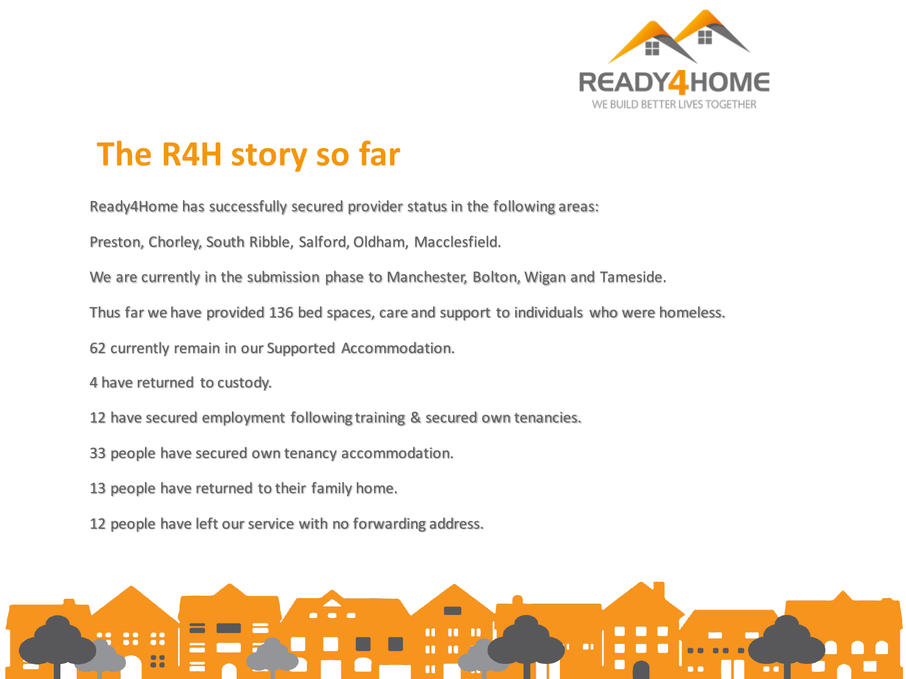# The R4H story so far

Ready4Home has successfully secured provider status in the following areas:

Preston, Chorley, South Ribble, Salford, Oldham, Macclesfield.

We are currently in the submission phase to Manchester, Bolton, Wigan and Tameside.

Thus far we have provided 136 bed spaces, care and support to individuals who were homeless.

62 currently remain in our Supported Accommodation.

4 have returned to custody.

12 have secured employment following training & secured own tenancies.

33 people have secured own tenancy accommodation.

13 people have returned to their family home.

12 people have left our service with no forwarding address.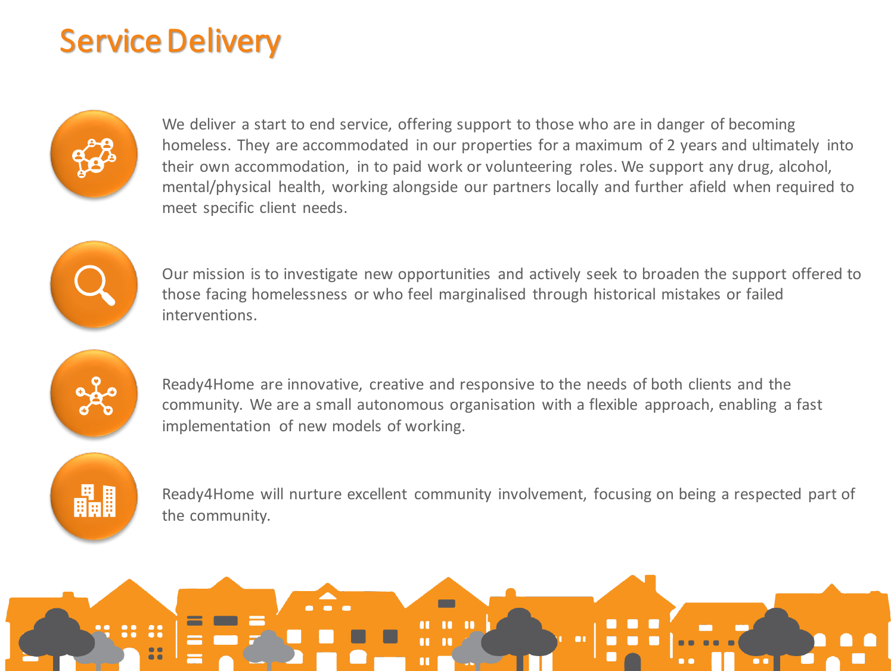# Service Delivery

We deliver a start to end service, offering support to those who are in danger of becoming homeless. They are accommodated in our properties for a maximum of 2 years and ultimately into their own accommodation, in to paid work or volunteering roles. We support any drug, alcohol, mental/physical health, working alongside our partners locally and further afield when required to meet specific client needs.

Our mission is to investigate new opportunities and actively seek to broaden the support offered to those facing homelessness or who feel marginalised through historical mistakes or failed interventions.

Ready4Home are innovative, creative and responsive to the needs of both clients and the community. We are a small autonomous organisation with a flexible approach, enabling a fast implementation of new models of working.

Ready4Home will nurture excellent community involvement, focusing on being a respected part of the community.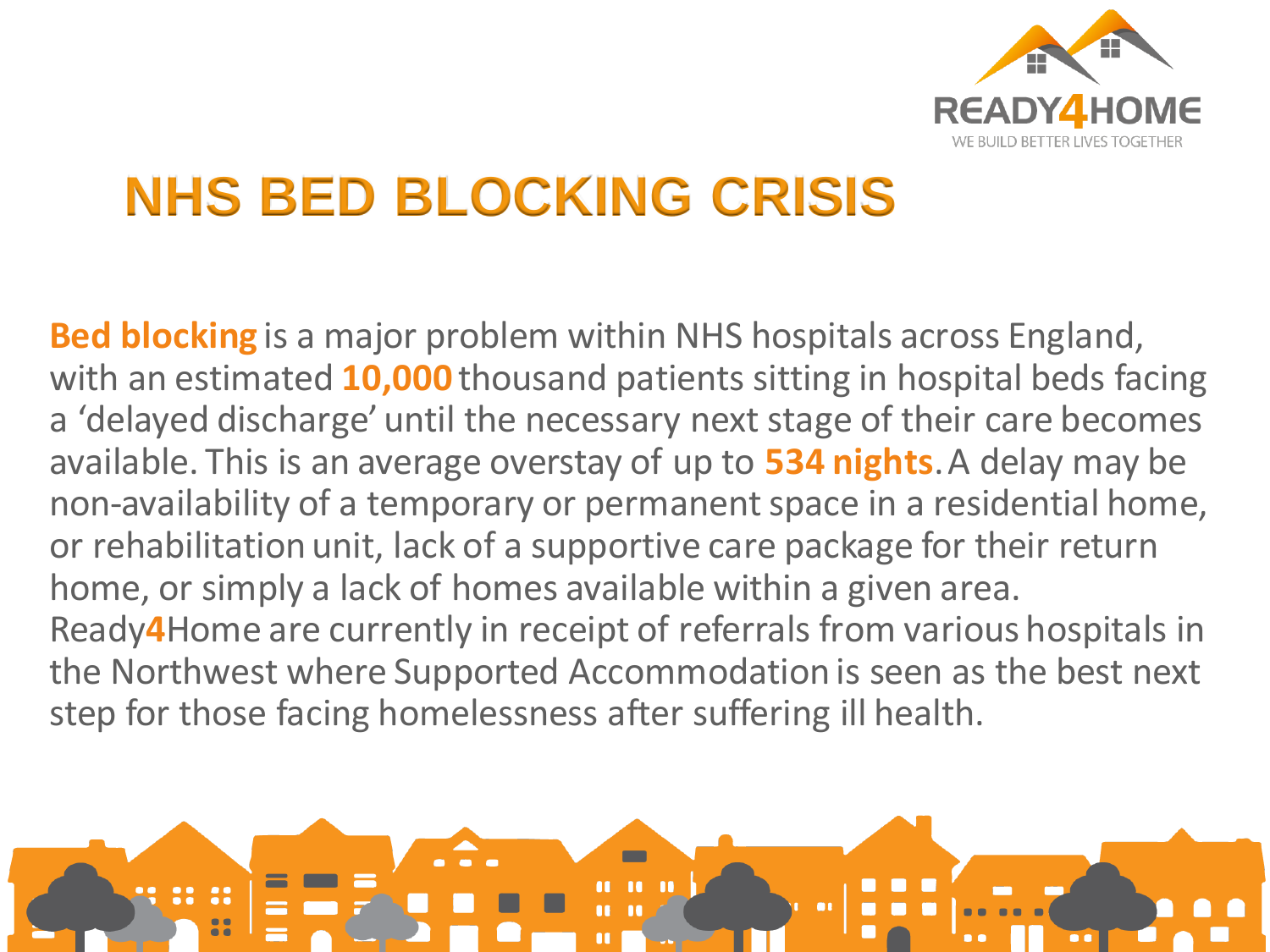# NHS BED BLOCKING CRISIS

**Bed blocking** is a major problem within NHS hospitals across England, with an estimated **10,000** thousand patients sitting in hospital beds facing a 'delayed discharge' until the necessary next stage of their care becomes available. This is an average overstay of up to **534 nights**. A delay may be non-availability of a temporary or permanent space in a residential home, or rehabilitation unit, lack of a supportive care package for their return home, or simply a lack of homes available within a given area. Ready**4**Home are currently in receipt of referrals from various hospitals in the Northwest where Supported Accommodation is seen as the best next step for those facing homelessness after suffering ill health.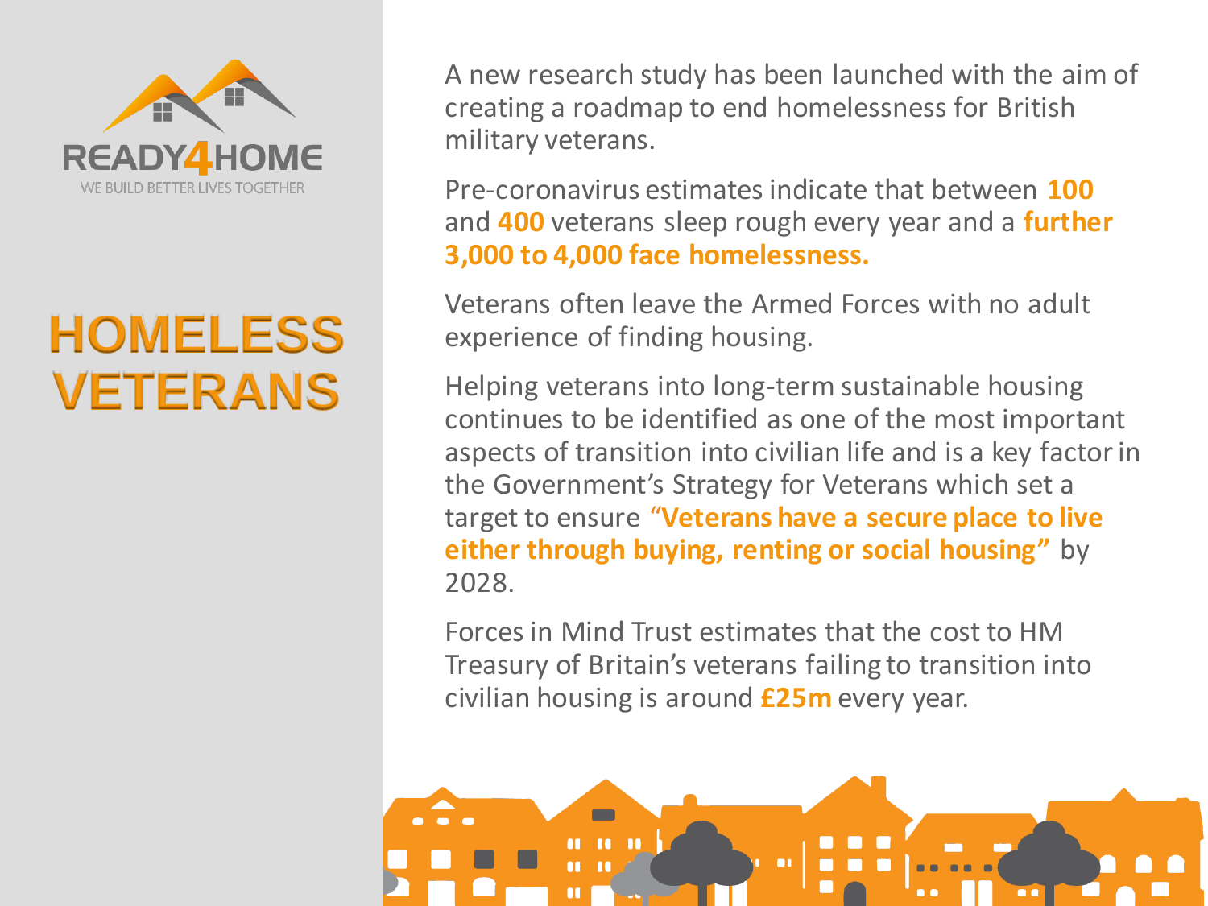READY4HOME

WE BUILD BETTER LIVES TOGETHER

# HOMELESS VETERANS

A new research study has been launched with the aim of creating a roadmap to end homelessness for British military veterans.

Pre-coronavirus estimates indicate that between **100** and **400** veterans sleep rough every year and a **further 3,000 to 4,000 face homelessness.**

Veterans often leave the Armed Forces with no adult experience of finding housing.

Helping veterans into long-term sustainable housing continues to be identified as one of the most important aspects of transition into civilian life and is a key factor in the Government's Strategy for Veterans which set a target to ensure **"Veterans have a secure place to live either through buying, renting or social housing"** by 2028.

Forces in Mind Trust estimates that the cost to HM Treasury of Britain's veterans failing to transition into civilian housing is around **£25m** every year.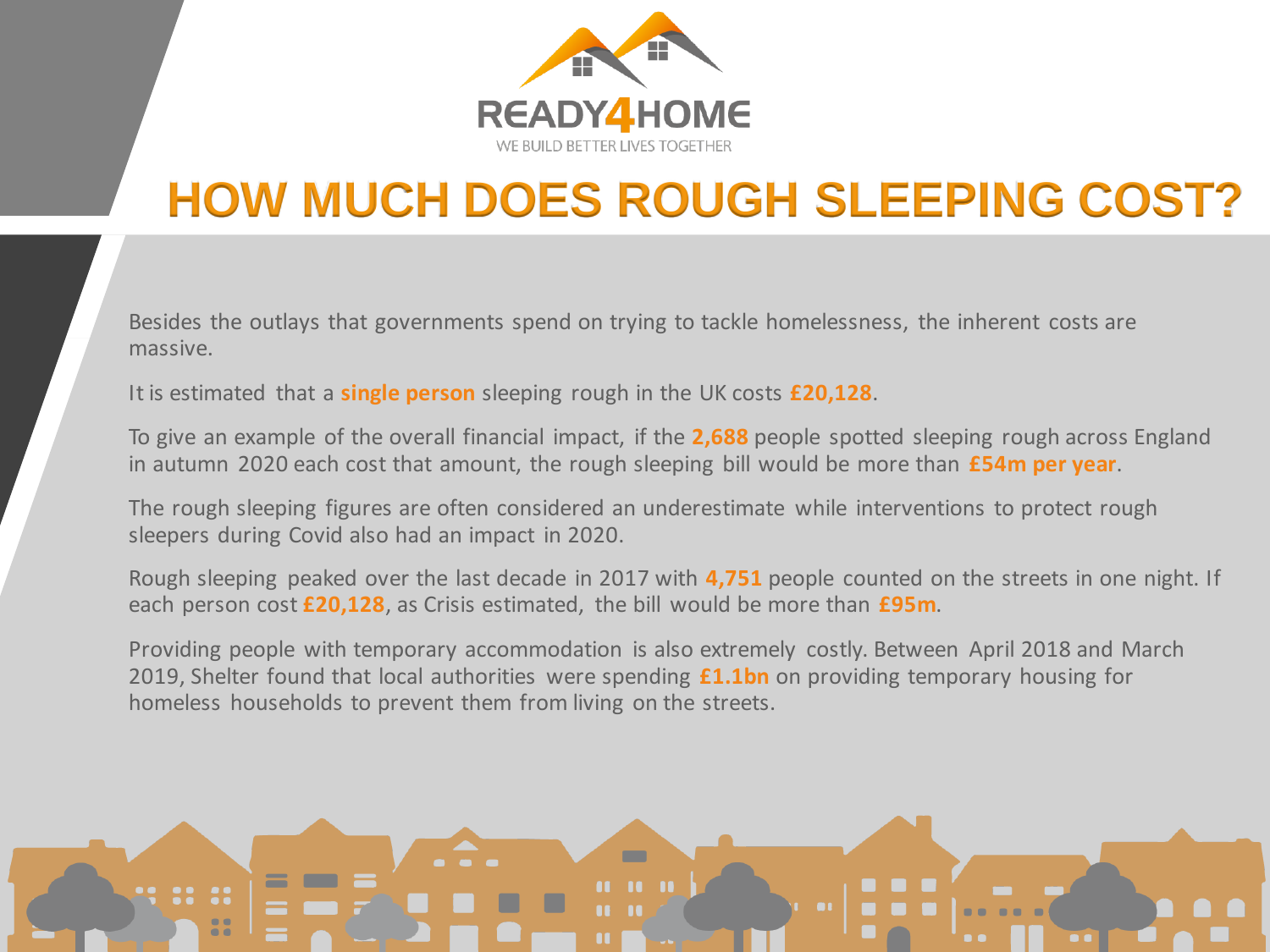READY4HOME

WE BUILD BETTER LIVES TOGETHER

# HOW MUCH DOES ROUGH SLEEPING COST?

Besides the outlays that governments spend on trying to tackle homelessness, the inherent costs are massive.

It is estimated that a **single person** sleeping rough in the UK costs **£20,128**.

To give an example of the overall financial impact, if the **2,688** people spotted sleeping rough across England in autumn 2020 each cost that amount, the rough sleeping bill would be more than **£54m per year**.

The rough sleeping figures are often considered an underestimate while interventions to protect rough sleepers during Covid also had an impact in 2020.

Rough sleeping peaked over the last decade in 2017 with **4,751** people counted on the streets in one night. If each person cost **£20,128**, as Crisis estimated, the bill would be more than **£95m**.

Providing people with temporary accommodation is also extremely costly. Between April 2018 and March 2019, Shelter found that local authorities were spending **£1.1bn** on providing temporary housing for homeless households to prevent them from living on the streets.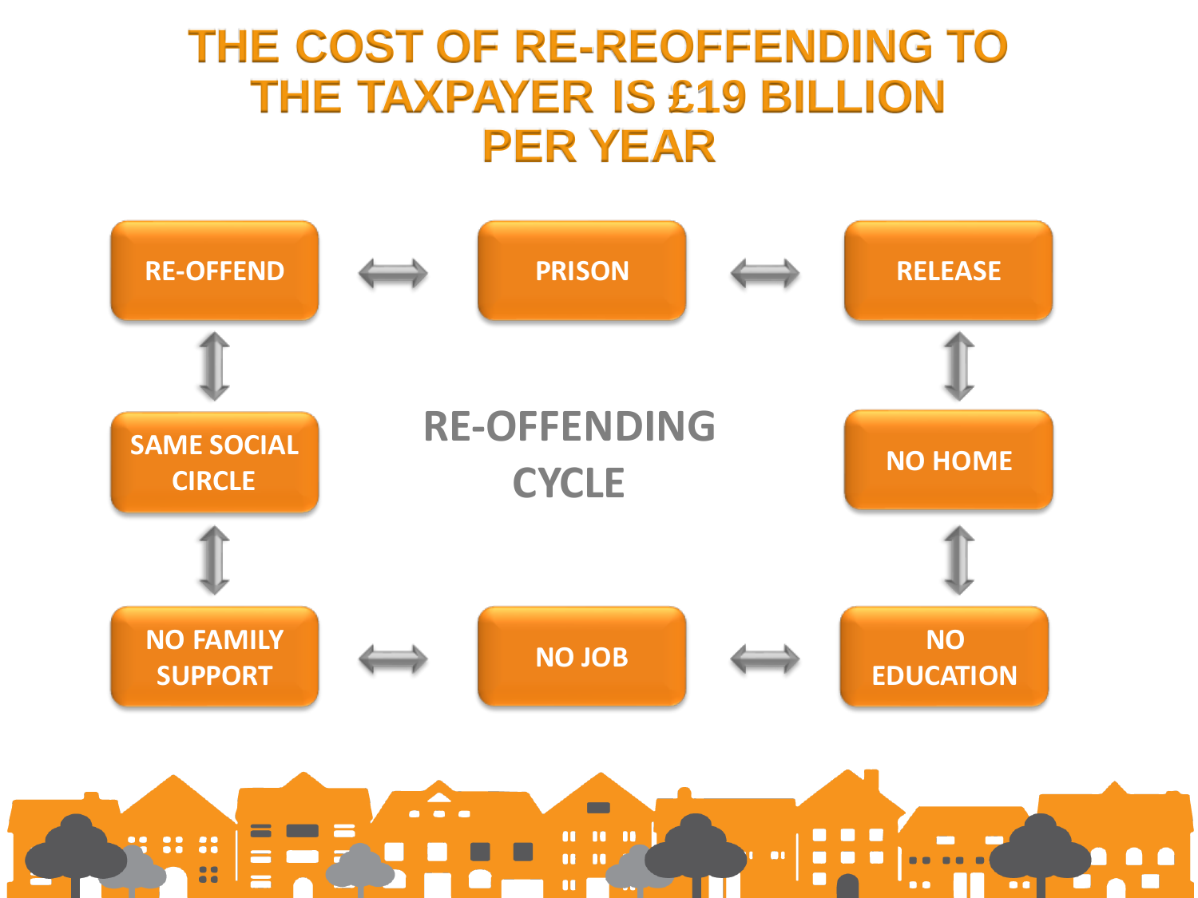# THE COST OF RE-REOFFENDING TO THE TAXPAYER IS £19 BILLION PER YEAR

**RE-OFFENDING CYCLE**

- RE-OFFEND ⟷ PRISON ⟷ RELEASE
- RELEASE ⟷ NO HOME
- NO HOME ⟷ NO EDUCATION
- NO EDUCATION ⟷ NO JOB
- NO JOB ⟷ NO FAMILY SUPPORT
- NO FAMILY SUPPORT ⟷ SAME SOCIAL CIRCLE
- SAME SOCIAL CIRCLE ⟷ RE-OFFEND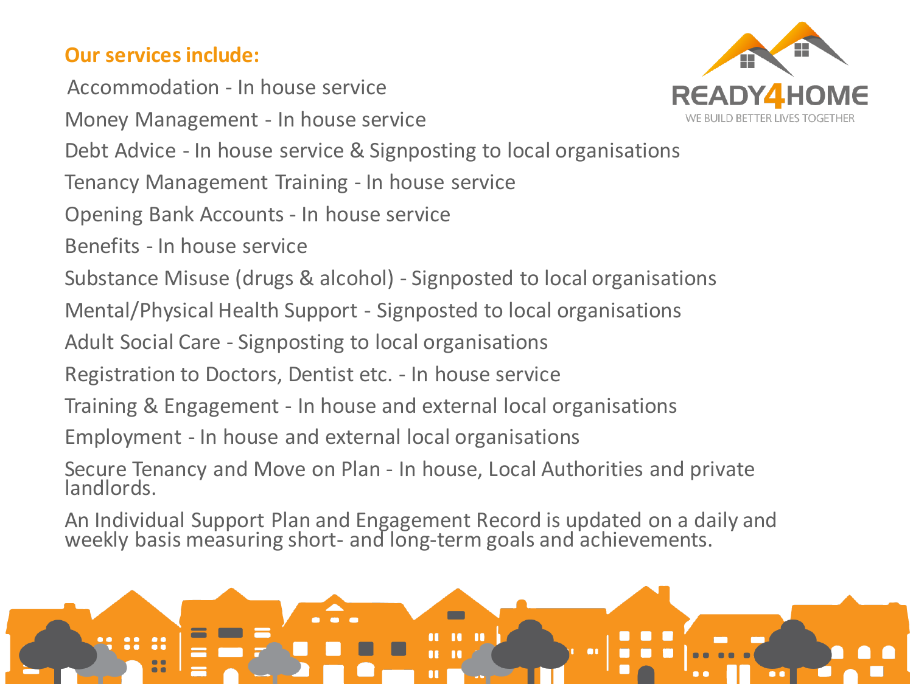**Our services include:**

Accommodation - In house service

Money Management - In house service

Debt Advice - In house service & Signposting to local organisations

Tenancy Management Training - In house service

Opening Bank Accounts - In house service

Benefits - In house service

Substance Misuse (drugs & alcohol) - Signposted to local organisations

Mental/Physical Health Support - Signposted to local organisations

Adult Social Care - Signposting to local organisations

Registration to Doctors, Dentist etc. - In house service

Training & Engagement - In house and external local organisations

Employment - In house and external local organisations

Secure Tenancy and Move on Plan - In house, Local Authorities and private landlords.

An Individual Support Plan and Engagement Record is updated on a daily and weekly basis measuring short- and long-term goals and achievements.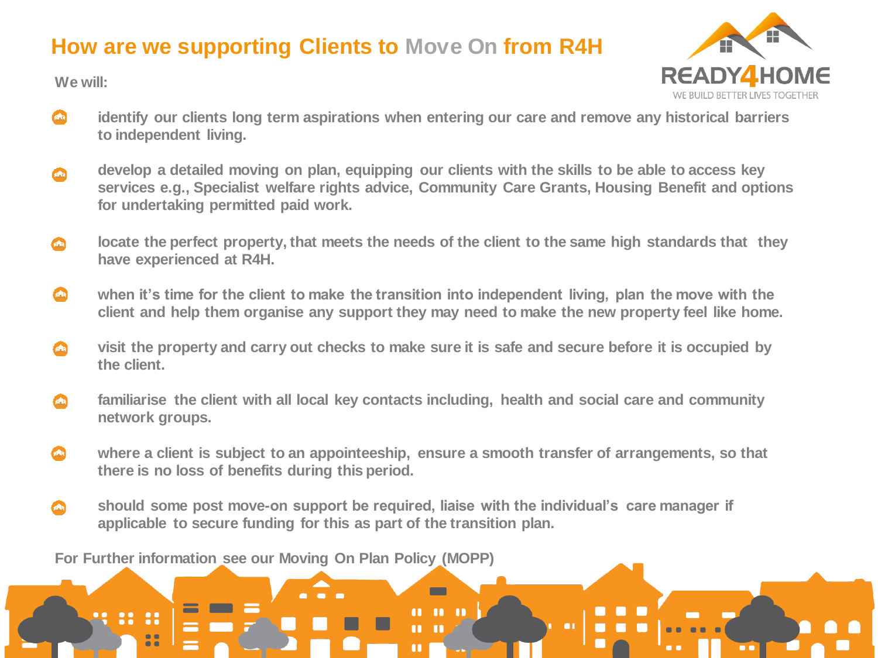# How are we supporting Clients to Move On from R4H

**We will:**

- identify our clients long term aspirations when entering our care and remove any historical barriers to independent living.
- develop a detailed moving on plan, equipping our clients with the skills to be able to access key services e.g., Specialist welfare rights advice, Community Care Grants, Housing Benefit and options for undertaking permitted paid work.
- locate the perfect property, that meets the needs of the client to the same high standards that they have experienced at R4H.
- when it's time for the client to make the transition into independent living, plan the move with the client and help them organise any support they may need to make the new property feel like home.
- visit the property and carry out checks to make sure it is safe and secure before it is occupied by the client.
- familiarise the client with all local key contacts including, health and social care and community network groups.
- where a client is subject to an appointeeship, ensure a smooth transfer of arrangements, so that there is no loss of benefits during this period.
- should some post move-on support be required, liaise with the individual's care manager if applicable to secure funding for this as part of the transition plan.

**For Further information see our Moving On Plan Policy (MOPP)**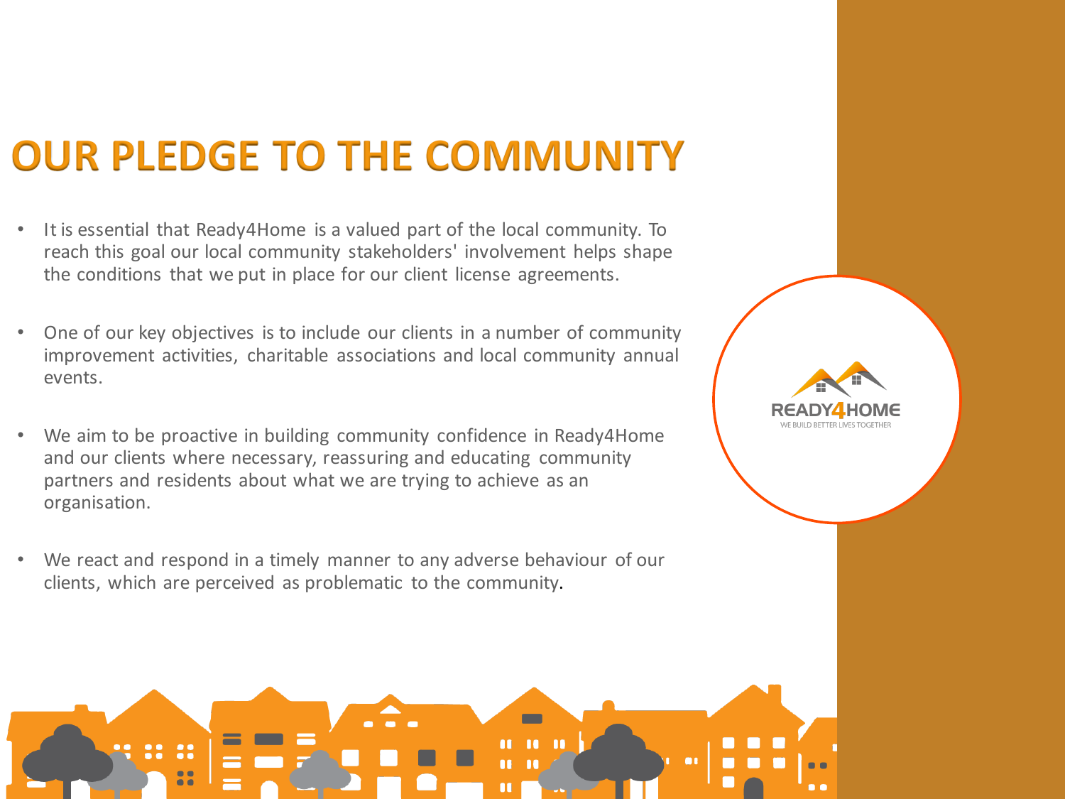# OUR PLEDGE TO THE COMMUNITY

- It is essential that Ready4Home is a valued part of the local community. To reach this goal our local community stakeholders' involvement helps shape the conditions that we put in place for our client license agreements.
- One of our key objectives is to include our clients in a number of community improvement activities, charitable associations and local community annual events.
- We aim to be proactive in building community confidence in Ready4Home and our clients where necessary, reassuring and educating community partners and residents about what we are trying to achieve as an organisation.
- We react and respond in a timely manner to any adverse behaviour of our clients, which are perceived as problematic to the community.

READY4HOME
WE BUILD BETTER LIVES TOGETHER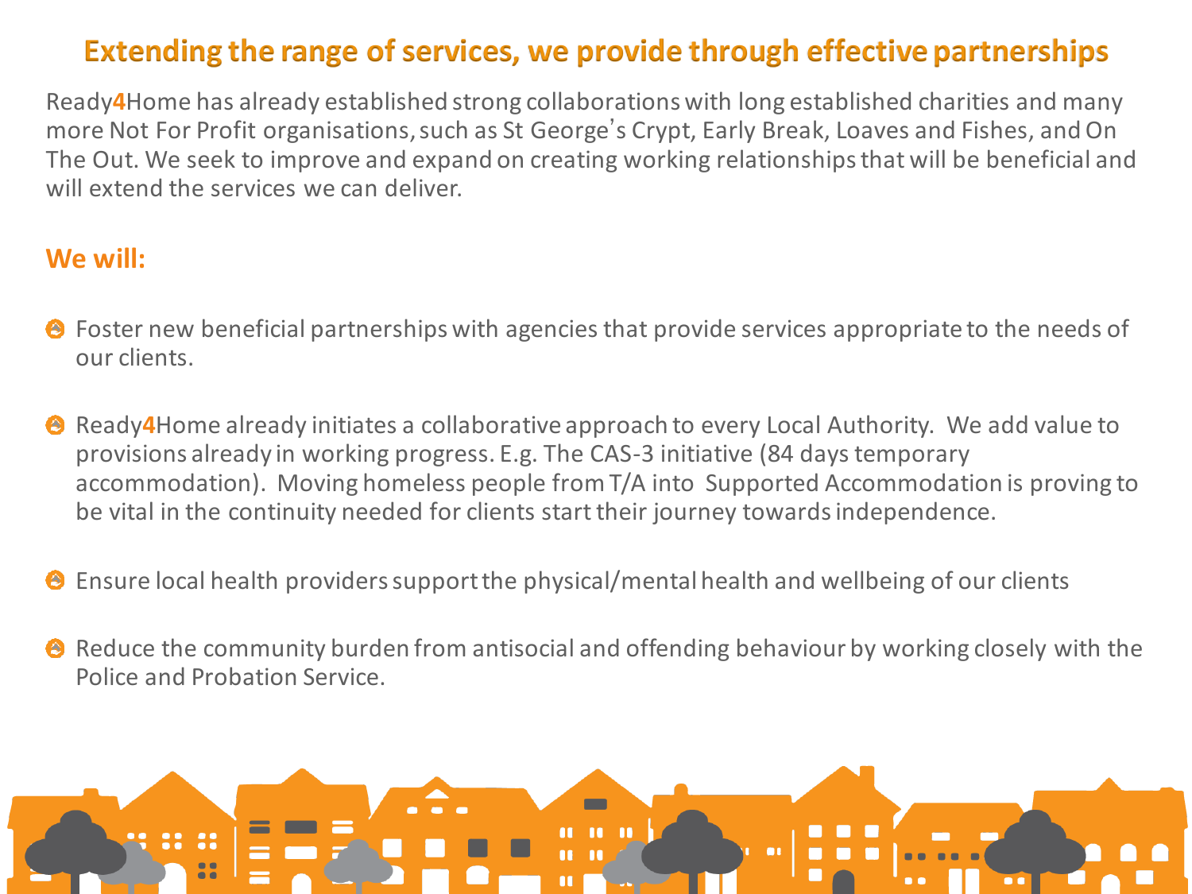## Extending the range of services, we provide through effective partnerships

Ready4Home has already established strong collaborations with long established charities and many more Not For Profit organisations, such as St George's Crypt, Early Break, Loaves and Fishes, and On The Out. We seek to improve and expand on creating working relationships that will be beneficial and will extend the services we can deliver.

### We will:

- Foster new beneficial partnerships with agencies that provide services appropriate to the needs of our clients.
- Ready4Home already initiates a collaborative approach to every Local Authority. We add value to provisions already in working progress. E.g. The CAS-3 initiative (84 days temporary accommodation). Moving homeless people from T/A into Supported Accommodation is proving to be vital in the continuity needed for clients start their journey towards independence.
- Ensure local health providers support the physical/mental health and wellbeing of our clients
- Reduce the community burden from antisocial and offending behaviour by working closely with the Police and Probation Service.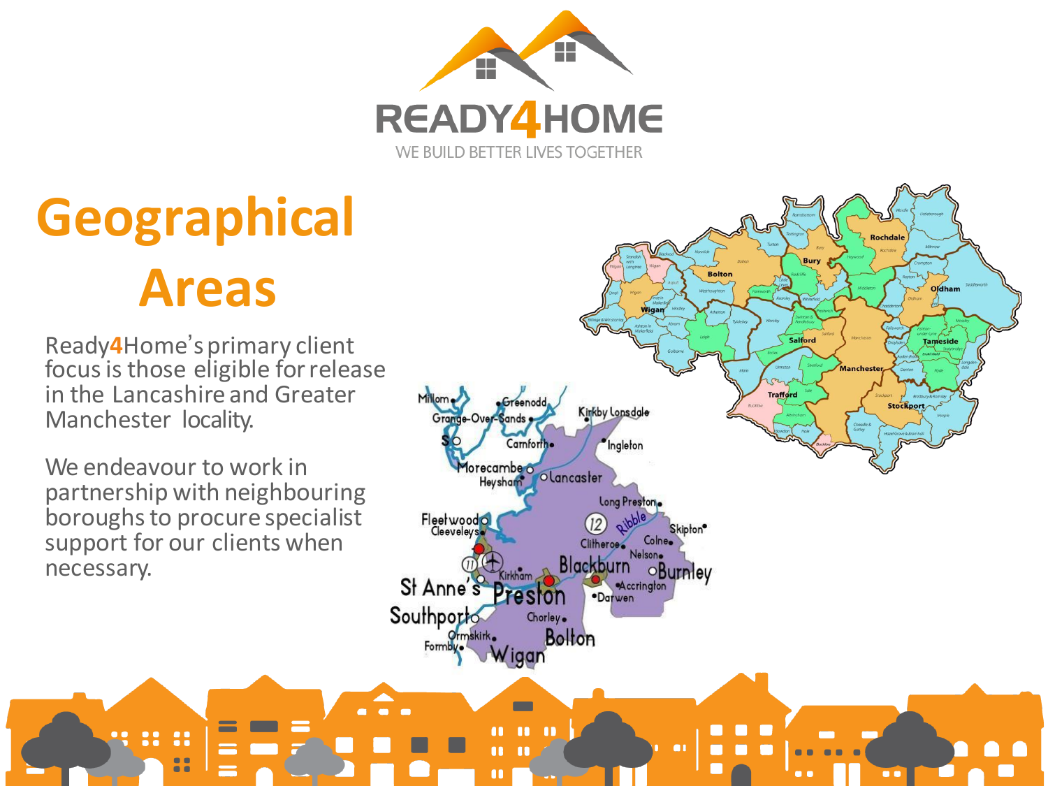# Geographical Areas

Ready4Home's primary client focus is those eligible for release in the Lancashire and Greater Manchester locality.

We endeavour to work in partnership with neighbouring boroughs to procure specialist support for our clients when necessary.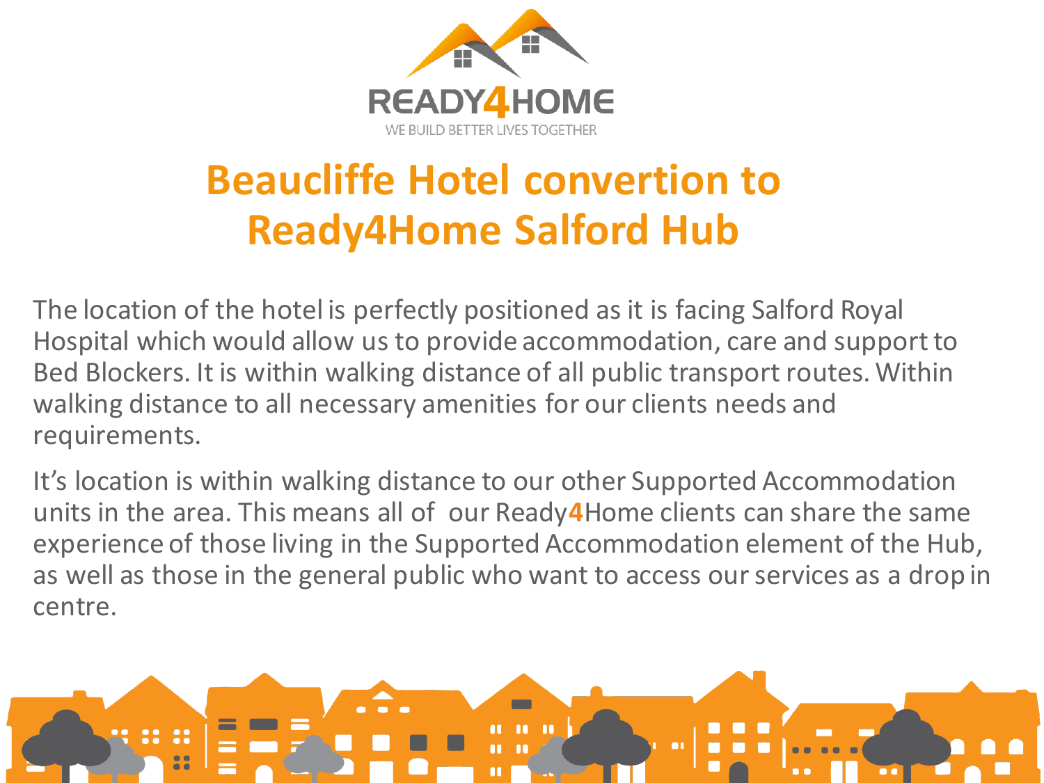READY4HOME

WE BUILD BETTER LIVES TOGETHER

# Beaucliffe Hotel convertion to Ready4Home Salford Hub

The location of the hotel is perfectly positioned as it is facing Salford Royal Hospital which would allow us to provide accommodation, care and support to Bed Blockers. It is within walking distance of all public transport routes. Within walking distance to all necessary amenities for our clients needs and requirements.

It's location is within walking distance to our other Supported Accommodation units in the area. This means all of our Ready4Home clients can share the same experience of those living in the Supported Accommodation element of the Hub, as well as those in the general public who want to access our services as a drop in centre.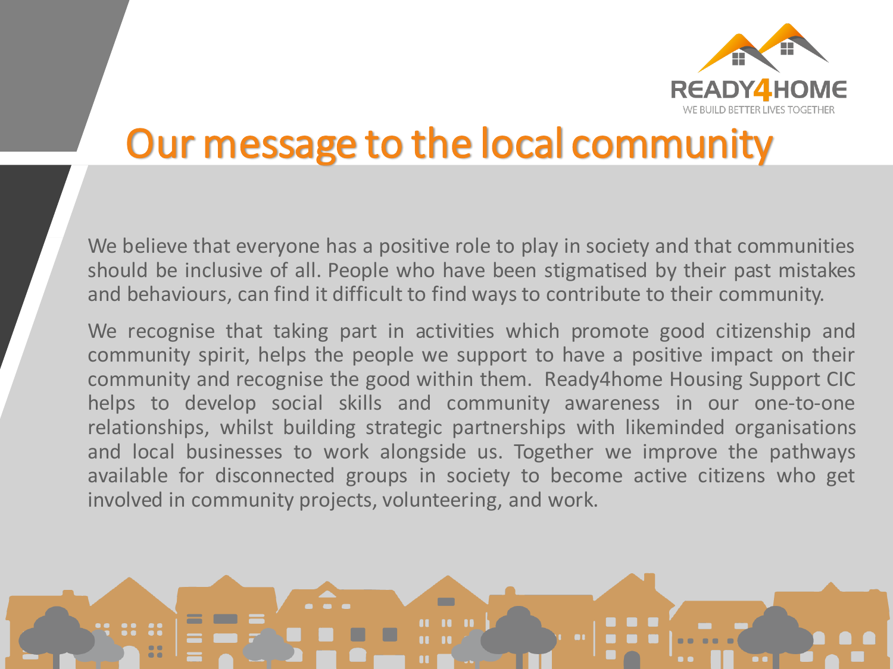READY4HOME

WE BUILD BETTER LIVES TOGETHER

# Our message to the local community

We believe that everyone has a positive role to play in society and that communities should be inclusive of all. People who have been stigmatised by their past mistakes and behaviours, can find it difficult to find ways to contribute to their community.

We recognise that taking part in activities which promote good citizenship and community spirit, helps the people we support to have a positive impact on their community and recognise the good within them. Ready4home Housing Support CIC helps to develop social skills and community awareness in our one-to-one relationships, whilst building strategic partnerships with likeminded organisations and local businesses to work alongside us. Together we improve the pathways available for disconnected groups in society to become active citizens who get involved in community projects, volunteering, and work.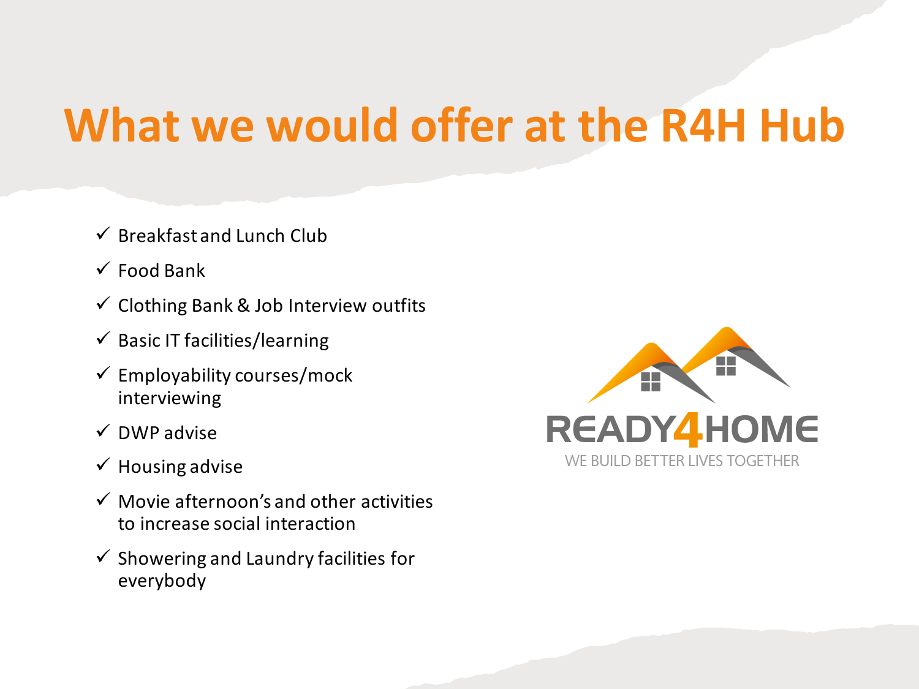# What we would offer at the R4H Hub

- ✓ Breakfast and Lunch Club
- ✓ Food Bank
- ✓ Clothing Bank & Job Interview outfits
- ✓ Basic IT facilities/learning
- ✓ Employability courses/mock interviewing
- ✓ DWP advise
- ✓ Housing advise
- ✓ Movie afternoon's and other activities to increase social interaction
- ✓ Showering and Laundry facilities for everybody

READY4HOME

WE BUILD BETTER LIVES TOGETHER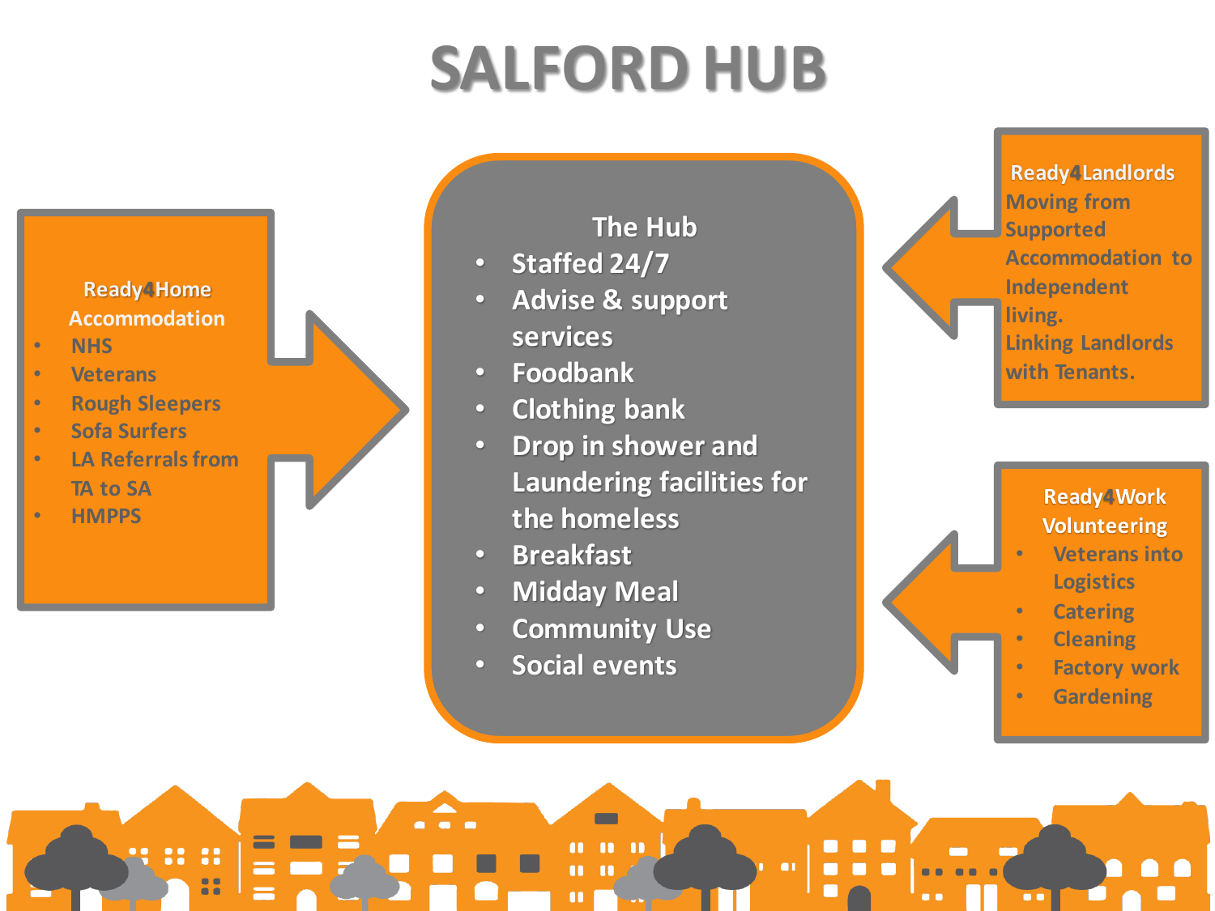# SALFORD HUB

**Ready4Home Accommodation**

- NHS
- Veterans
- Rough Sleepers
- Sofa Surfers
- LA Referrals from TA to SA
- HMPPS

**The Hub**

- Staffed 24/7
- Advise & support services
- Foodbank
- Clothing bank
- Drop in shower and Laundering facilities for the homeless
- Breakfast
- Midday Meal
- Community Use
- Social events

**Ready4Landlords**

Moving from Supported Accommodation to Independent living.
Linking Landlords with Tenants.

**Ready4Work Volunteering**

- Veterans into Logistics
- Catering
- Cleaning
- Factory work
- Gardening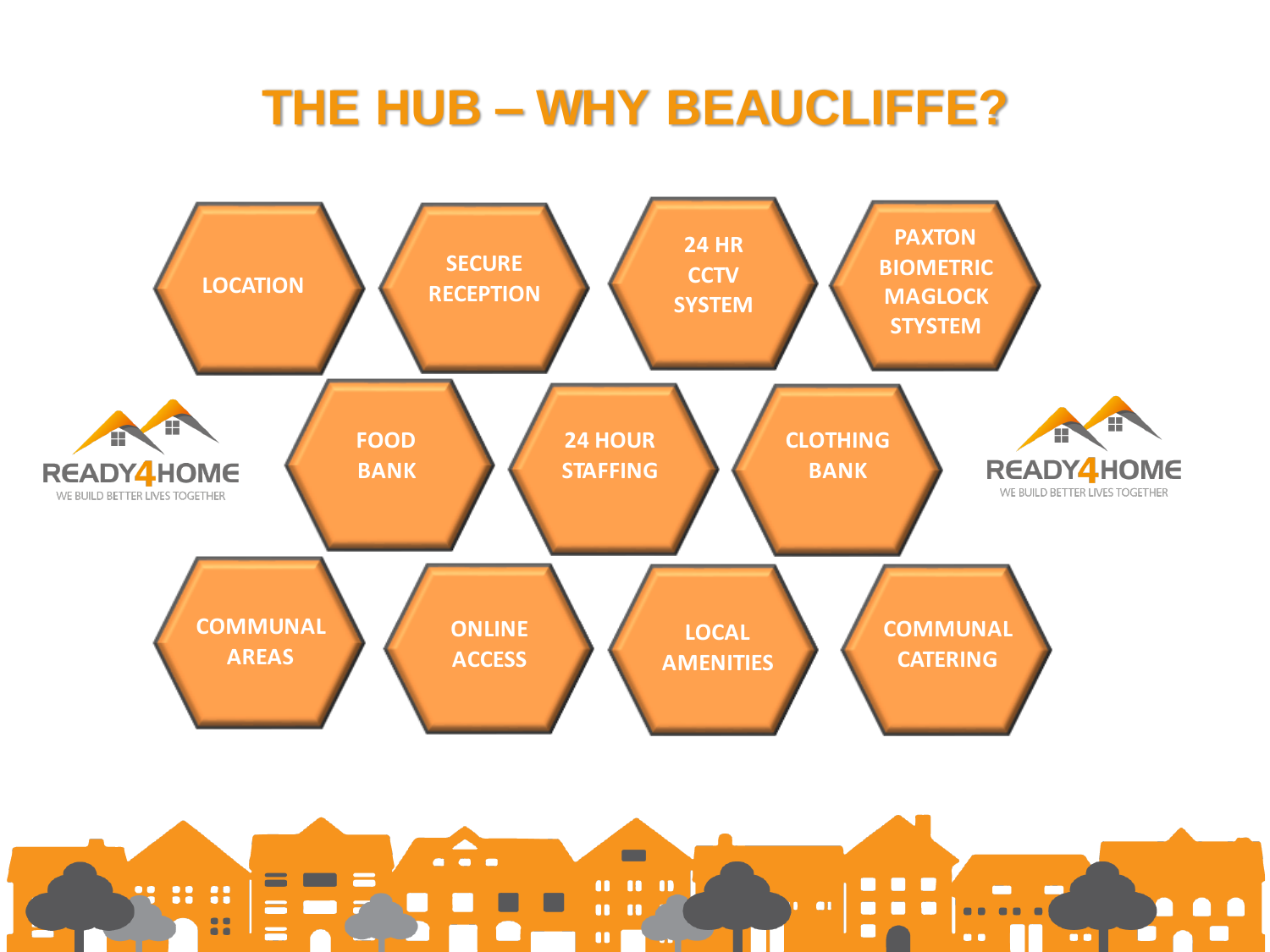# THE HUB – WHY BEAUCLIFFE?

- LOCATION
- SECURE RECEPTION
- 24 HR CCTV SYSTEM
- PAXTON BIOMETRIC MAGLOCK STYSTEM
- FOOD BANK
- 24 HOUR STAFFING
- CLOTHING BANK
- COMMUNAL AREAS
- ONLINE ACCESS
- LOCAL AMENITIES
- COMMUNAL CATERING

READY4HOME
WE BUILD BETTER LIVES TOGETHER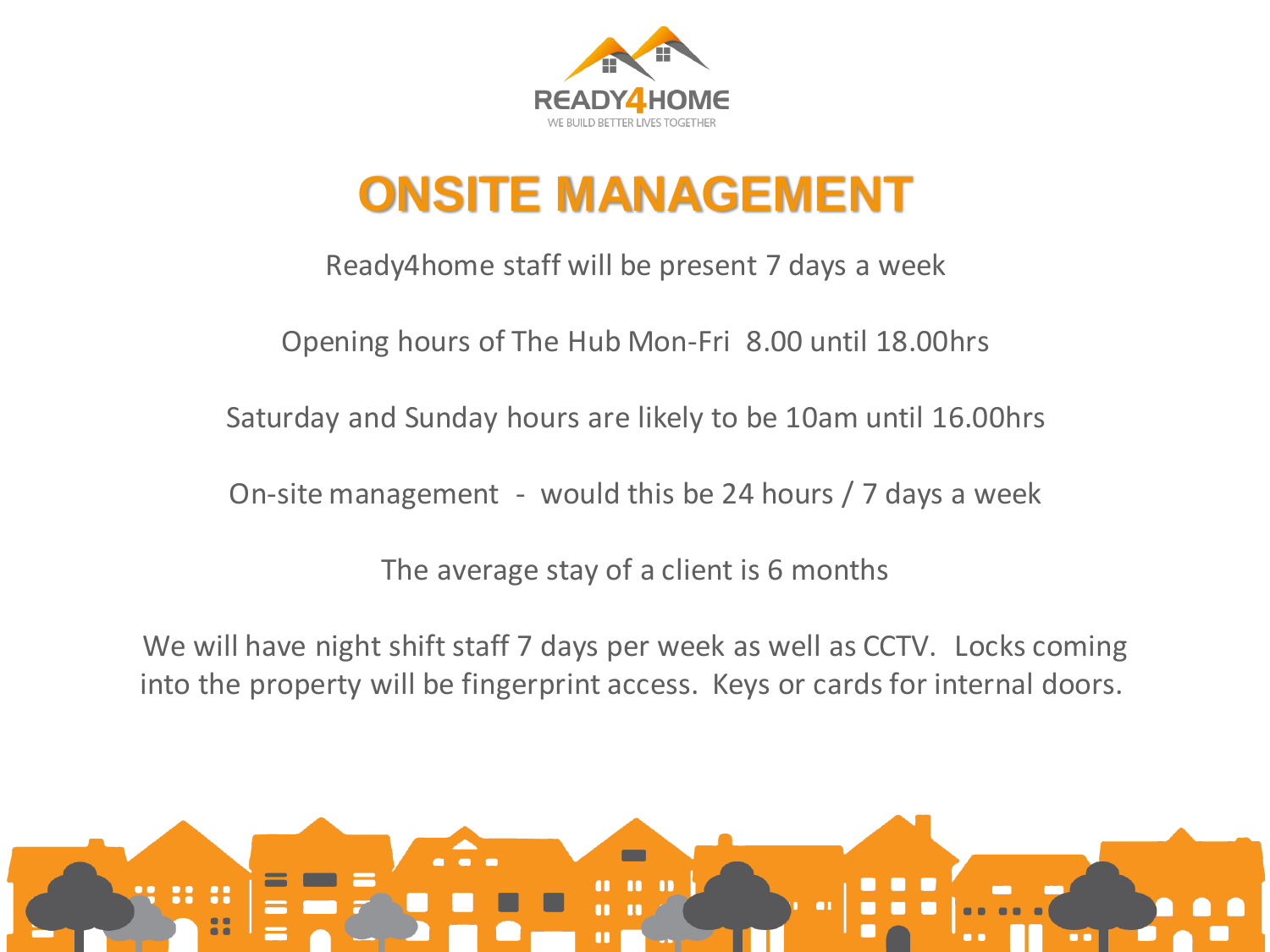READY4HOME

WE BUILD BETTER LIVES TOGETHER

# ONSITE MANAGEMENT

Ready4home staff will be present 7 days a week

Opening hours of The Hub Mon-Fri  8.00 until 18.00hrs

Saturday and Sunday hours are likely to be 10am until 16.00hrs

On-site management  -  would this be 24 hours / 7 days a week

The average stay of a client is 6 months

We will have night shift staff 7 days per week as well as CCTV.  Locks coming into the property will be fingerprint access.  Keys or cards for internal doors.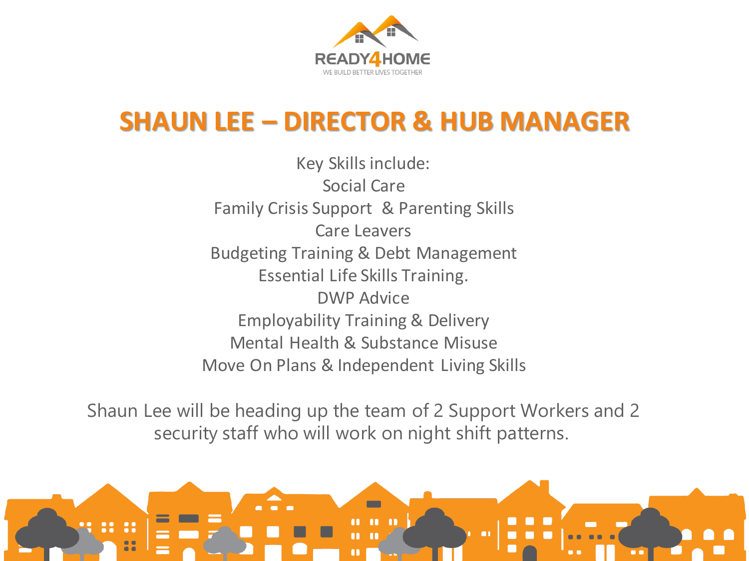READY4HOME

WE BUILD BETTER LIVES TOGETHER

# SHAUN LEE – DIRECTOR & HUB MANAGER

Key Skills include:

- Social Care
- Family Crisis Support & Parenting Skills
- Care Leavers
- Budgeting Training & Debt Management
- Essential Life Skills Training.
- DWP Advice
- Employability Training & Delivery
- Mental Health & Substance Misuse
- Move On Plans & Independent Living Skills

Shaun Lee will be heading up the team of 2 Support Workers and 2 security staff who will work on night shift patterns.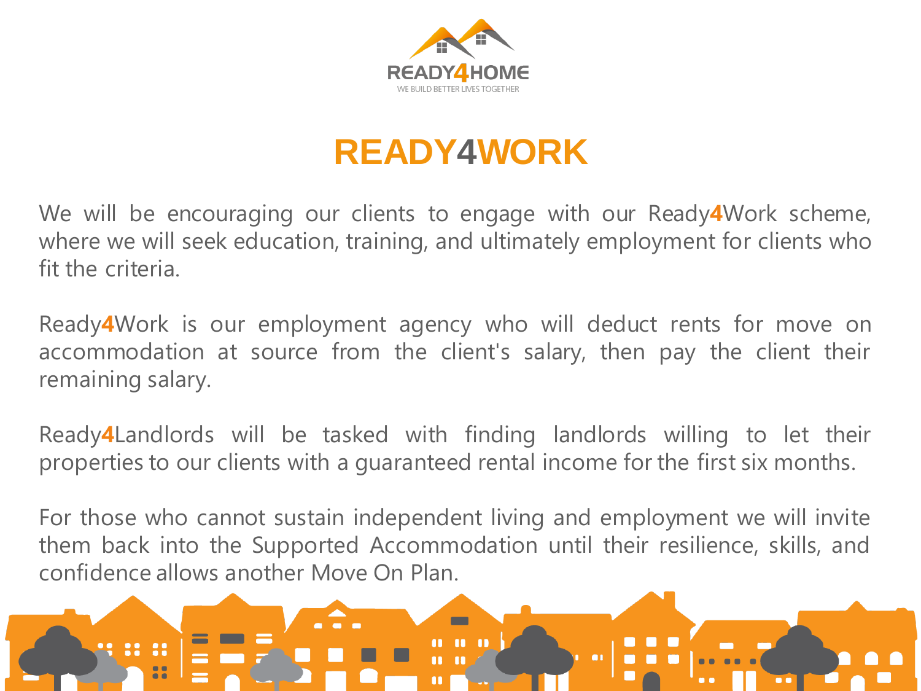READY4HOME

WE BUILD BETTER LIVES TOGETHER

# READY4WORK

We will be encouraging our clients to engage with our Ready4Work scheme, where we will seek education, training, and ultimately employment for clients who fit the criteria.

Ready4Work is our employment agency who will deduct rents for move on accommodation at source from the client's salary, then pay the client their remaining salary.

Ready4Landlords will be tasked with finding landlords willing to let their properties to our clients with a guaranteed rental income for the first six months.

For those who cannot sustain independent living and employment we will invite them back into the Supported Accommodation until their resilience, skills, and confidence allows another Move On Plan.